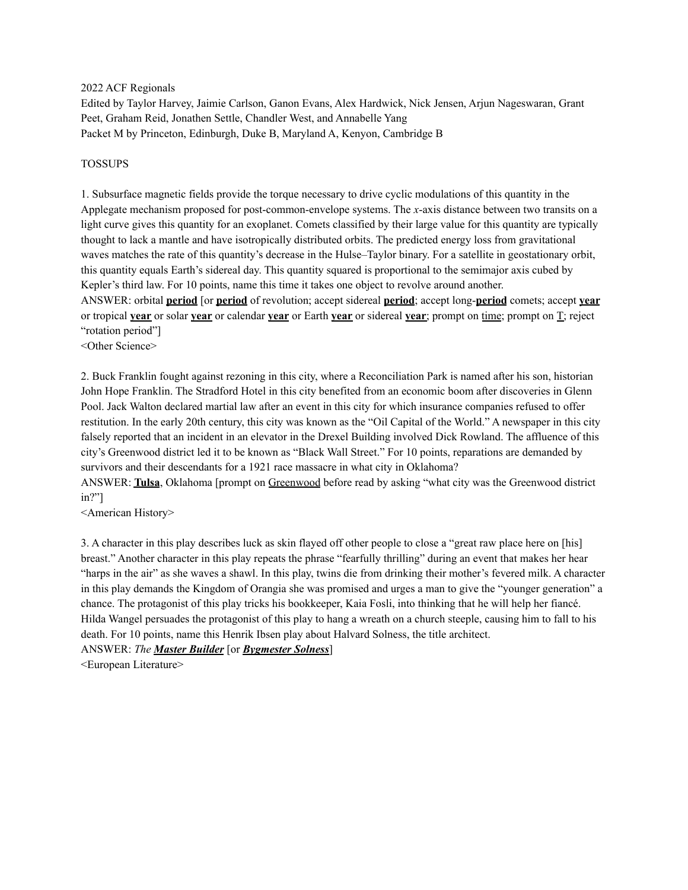2022 ACF Regionals
Edited by Taylor Harvey, Jaimie Carlson, Ganon Evans, Alex Hardwick, Nick Jensen, Arjun Nageswaran, Grant Peet, Graham Reid, Jonathen Settle, Chandler West, and Annabelle Yang
Packet M by Princeton, Edinburgh, Duke B, Maryland A, Kenyon, Cambridge B

TOSSUPS

1. Subsurface magnetic fields provide the torque necessary to drive cyclic modulations of this quantity in the Applegate mechanism proposed for post-common-envelope systems. The *x*-axis distance between two transits on a light curve gives this quantity for an exoplanet. Comets classified by their large value for this quantity are typically thought to lack a mantle and have isotropically distributed orbits. The predicted energy loss from gravitational waves matches the rate of this quantity's decrease in the Hulse–Taylor binary. For a satellite in geostationary orbit, this quantity equals Earth's sidereal day. This quantity squared is proportional to the semimajor axis cubed by Kepler's third law. For 10 points, name this time it takes one object to revolve around another.
ANSWER: orbital **period** [or **period** of revolution; accept sidereal **period**; accept long-**period** comets; accept **year** or tropical **year** or solar **year** or calendar **year** or Earth **year** or sidereal **year**; prompt on time; prompt on T; reject "rotation period"]
<Other Science>

2. Buck Franklin fought against rezoning in this city, where a Reconciliation Park is named after his son, historian John Hope Franklin. The Stradford Hotel in this city benefited from an economic boom after discoveries in Glenn Pool. Jack Walton declared martial law after an event in this city for which insurance companies refused to offer restitution. In the early 20th century, this city was known as the "Oil Capital of the World." A newspaper in this city falsely reported that an incident in an elevator in the Drexel Building involved Dick Rowland. The affluence of this city's Greenwood district led it to be known as "Black Wall Street." For 10 points, reparations are demanded by survivors and their descendants for a 1921 race massacre in what city in Oklahoma?
ANSWER: **Tulsa**, Oklahoma [prompt on Greenwood before read by asking "what city was the Greenwood district in?"]
<American History>

3. A character in this play describes luck as skin flayed off other people to close a "great raw place here on [his] breast." Another character in this play repeats the phrase "fearfully thrilling" during an event that makes her hear "harps in the air" as she waves a shawl. In this play, twins die from drinking their mother's fevered milk. A character in this play demands the Kingdom of Orangia she was promised and urges a man to give the "younger generation" a chance. The protagonist of this play tricks his bookkeeper, Kaia Fosli, into thinking that he will help her fiancé. Hilda Wangel persuades the protagonist of this play to hang a wreath on a church steeple, causing him to fall to his death. For 10 points, name this Henrik Ibsen play about Halvard Solness, the title architect.
ANSWER: *The **Master Builder*** [or ***Bygmester Solness***]
<European Literature>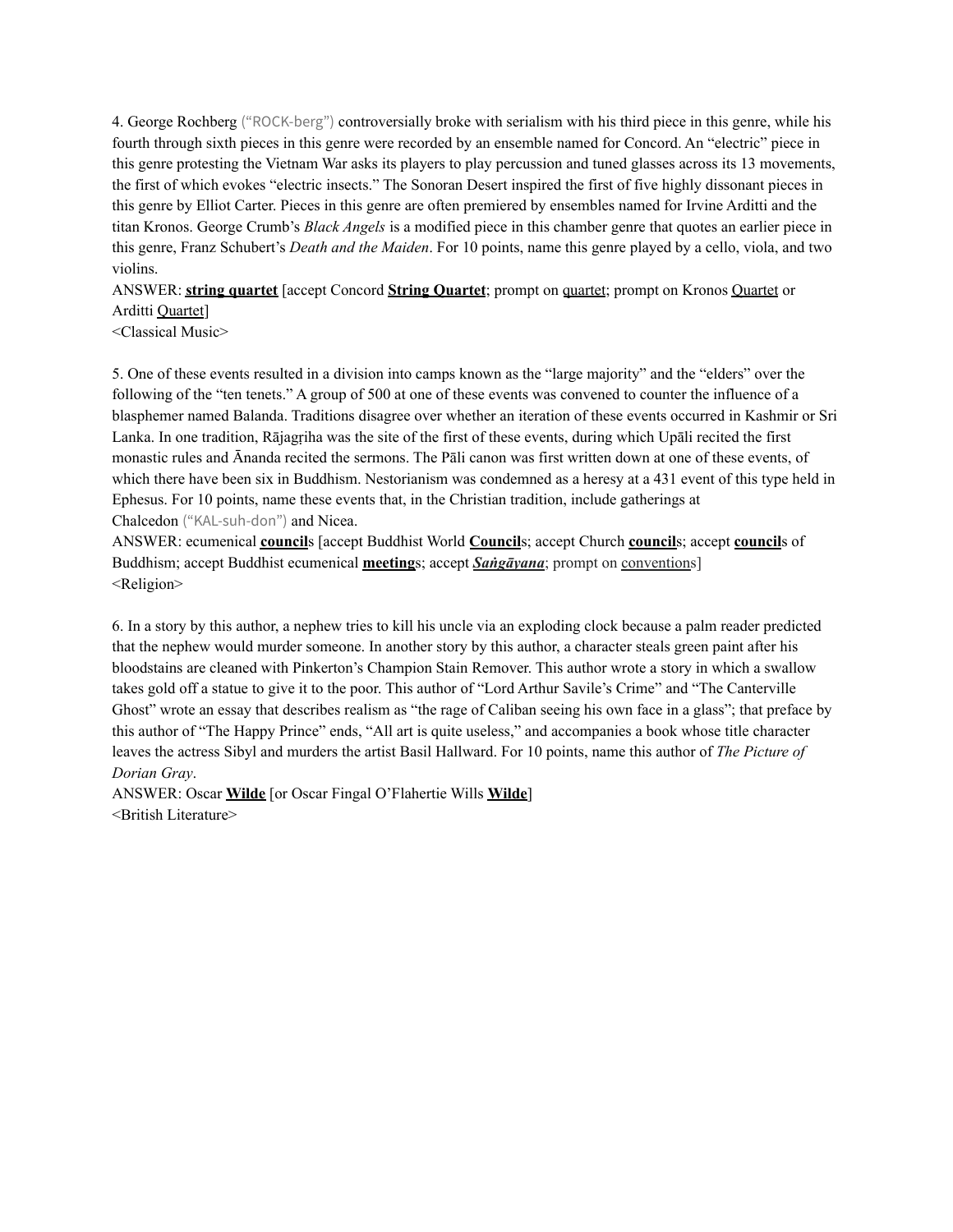4. George Rochberg ("ROCK-berg") controversially broke with serialism with his third piece in this genre, while his fourth through sixth pieces in this genre were recorded by an ensemble named for Concord. An "electric" piece in this genre protesting the Vietnam War asks its players to play percussion and tuned glasses across its 13 movements, the first of which evokes "electric insects." The Sonoran Desert inspired the first of five highly dissonant pieces in this genre by Elliot Carter. Pieces in this genre are often premiered by ensembles named for Irvine Arditti and the titan Kronos. George Crumb's *Black Angels* is a modified piece in this chamber genre that quotes an earlier piece in this genre, Franz Schubert's *Death and the Maiden*. For 10 points, name this genre played by a cello, viola, and two violins.

ANSWER: **string quartet** [accept Concord **String Quartet**; prompt on quartet; prompt on Kronos Quartet or Arditti Quartet]

<Classical Music>

5. One of these events resulted in a division into camps known as the "large majority" and the "elders" over the following of the "ten tenets." A group of 500 at one of these events was convened to counter the influence of a blasphemer named Balanda. Traditions disagree over whether an iteration of these events occurred in Kashmir or Sri Lanka. In one tradition, Rājagṛiha was the site of the first of these events, during which Upāli recited the first monastic rules and Ānanda recited the sermons. The Pāli canon was first written down at one of these events, of which there have been six in Buddhism. Nestorianism was condemned as a heresy at a 431 event of this type held in Ephesus. For 10 points, name these events that, in the Christian tradition, include gatherings at Chalcedon ("KAL-suh-don") and Nicea.

ANSWER: ecumenical **council**s [accept Buddhist World **Council**s; accept Church **council**s; accept **council**s of Buddhism; accept Buddhist ecumenical **meeting**s; accept ***Saṅgāyana***; prompt on conventions]

<Religion>

6. In a story by this author, a nephew tries to kill his uncle via an exploding clock because a palm reader predicted that the nephew would murder someone. In another story by this author, a character steals green paint after his bloodstains are cleaned with Pinkerton's Champion Stain Remover. This author wrote a story in which a swallow takes gold off a statue to give it to the poor. This author of "Lord Arthur Savile's Crime" and "The Canterville Ghost" wrote an essay that describes realism as "the rage of Caliban seeing his own face in a glass"; that preface by this author of "The Happy Prince" ends, "All art is quite useless," and accompanies a book whose title character leaves the actress Sibyl and murders the artist Basil Hallward. For 10 points, name this author of *The Picture of Dorian Gray*.

ANSWER: Oscar **Wilde** [or Oscar Fingal O'Flahertie Wills **Wilde**]

<British Literature>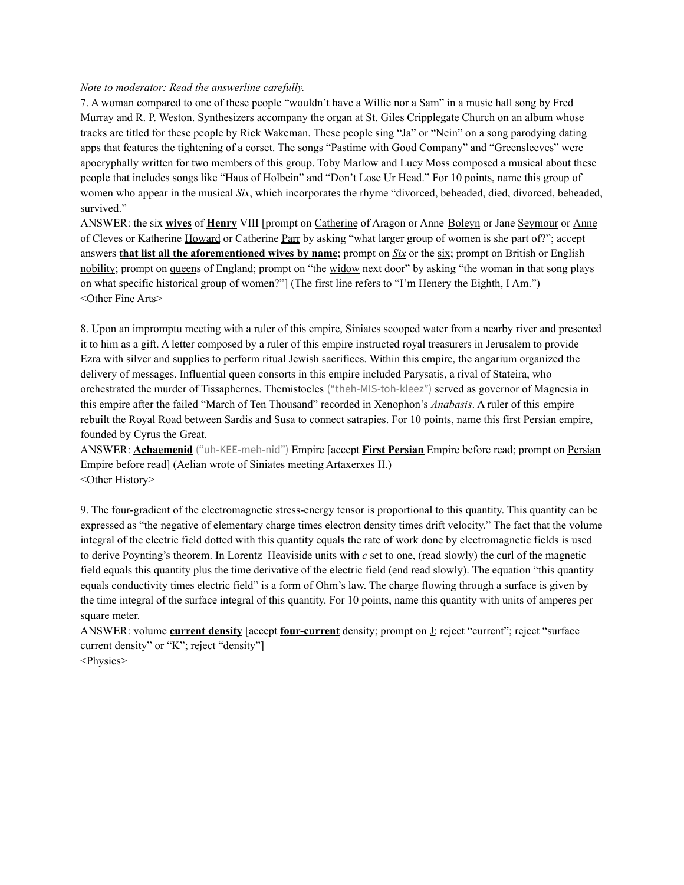*Note to moderator: Read the answerline carefully.*

7. A woman compared to one of these people "wouldn't have a Willie nor a Sam" in a music hall song by Fred Murray and R. P. Weston. Synthesizers accompany the organ at St. Giles Cripplegate Church on an album whose tracks are titled for these people by Rick Wakeman. These people sing "Ja" or "Nein" on a song parodying dating apps that features the tightening of a corset. The songs "Pastime with Good Company" and "Greensleeves" were apocryphally written for two members of this group. Toby Marlow and Lucy Moss composed a musical about these people that includes songs like "Haus of Holbein" and "Don't Lose Ur Head." For 10 points, name this group of women who appear in the musical *Six*, which incorporates the rhyme "divorced, beheaded, died, divorced, beheaded, survived."

ANSWER: the six **<u>wives</u>** of **<u>Henry</u>** VIII [prompt on <u>Catherine</u> of Aragon or Anne <u>Boleyn</u> or Jane <u>Seymour</u> or <u>Anne</u> of Cleves or Katherine <u>Howard</u> or Catherine <u>Parr</u> by asking "what larger group of women is she part of?"; accept answers **<u>that list all the aforementioned wives by name</u>**; prompt on <u>*Six*</u> or the <u>six</u>; prompt on British or English <u>nobility</u>; prompt on <u>queen</u>s of England; prompt on "the <u>widow</u> next door" by asking "the woman in that song plays on what specific historical group of women?"] (The first line refers to "I'm Henery the Eighth, I Am.")

<Other Fine Arts>

8. Upon an impromptu meeting with a ruler of this empire, Siniates scooped water from a nearby river and presented it to him as a gift. A letter composed by a ruler of this empire instructed royal treasurers in Jerusalem to provide Ezra with silver and supplies to perform ritual Jewish sacrifices. Within this empire, the angarium organized the delivery of messages. Influential queen consorts in this empire included Parysatis, a rival of Stateira, who orchestrated the murder of Tissaphernes. Themistocles ("theh-MIS-toh-kleez") served as governor of Magnesia in this empire after the failed "March of Ten Thousand" recorded in Xenophon's *Anabasis*. A ruler of this empire rebuilt the Royal Road between Sardis and Susa to connect satrapies. For 10 points, name this first Persian empire, founded by Cyrus the Great.

ANSWER: **<u>Achaemenid</u>** ("uh-KEE-meh-nid") Empire [accept **<u>First Persian</u>** Empire before read; prompt on <u>Persian</u> Empire before read] (Aelian wrote of Siniates meeting Artaxerxes II.)

<Other History>

9. The four-gradient of the electromagnetic stress-energy tensor is proportional to this quantity. This quantity can be expressed as "the negative of elementary charge times electron density times drift velocity." The fact that the volume integral of the electric field dotted with this quantity equals the rate of work done by electromagnetic fields is used to derive Poynting's theorem. In Lorentz–Heaviside units with $c$ set to one, (read slowly) the curl of the magnetic field equals this quantity plus the time derivative of the electric field (end read slowly). The equation "this quantity equals conductivity times electric field" is a form of Ohm's law. The charge flowing through a surface is given by the time integral of the surface integral of this quantity. For 10 points, name this quantity with units of amperes per square meter.

ANSWER: volume **<u>current density</u>** [accept **<u>four-current</u>** density; prompt on <u>J</u>; reject "current"; reject "surface current density" or "K"; reject "density"]

<Physics>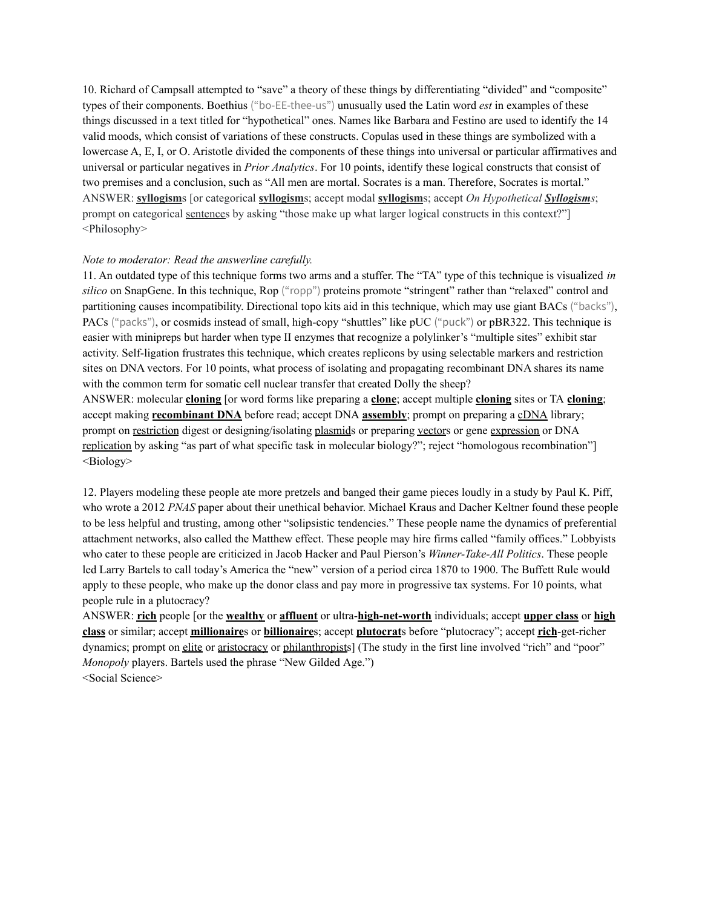10. Richard of Campsall attempted to "save" a theory of these things by differentiating "divided" and "composite" types of their components. Boethius ("bo-EE-thee-us") unusually used the Latin word *est* in examples of these things discussed in a text titled for "hypothetical" ones. Names like Barbara and Festino are used to identify the 14 valid moods, which consist of variations of these constructs. Copulas used in these things are symbolized with a lowercase A, E, I, or O. Aristotle divided the components of these things into universal or particular affirmatives and universal or particular negatives in *Prior Analytics*. For 10 points, identify these logical constructs that consist of two premises and a conclusion, such as "All men are mortal. Socrates is a man. Therefore, Socrates is mortal."
ANSWER: **syllogism**s [or categorical **syllogism**s; accept modal **syllogism**s; accept *On Hypothetical **Syllogism**s*; prompt on categorical sentences by asking "those make up what larger logical constructs in this context?"]
<Philosophy>

*Note to moderator: Read the answerline carefully.*

11. An outdated type of this technique forms two arms and a stuffer. The "TA" type of this technique is visualized *in silico* on SnapGene. In this technique, Rop ("ropp") proteins promote "stringent" rather than "relaxed" control and partitioning causes incompatibility. Directional topo kits aid in this technique, which may use giant BACs ("backs"), PACs ("packs"), or cosmids instead of small, high-copy "shuttles" like pUC ("puck") or pBR322. This technique is easier with minipreps but harder when type II enzymes that recognize a polylinker's "multiple sites" exhibit star activity. Self-ligation frustrates this technique, which creates replicons by using selectable markers and restriction sites on DNA vectors. For 10 points, what process of isolating and propagating recombinant DNA shares its name with the common term for somatic cell nuclear transfer that created Dolly the sheep?
ANSWER: molecular **cloning** [or word forms like preparing a **clone**; accept multiple **cloning** sites or TA **cloning**; accept making **recombinant DNA** before read; accept DNA **assembly**; prompt on preparing a cDNA library; prompt on restriction digest or designing/isolating plasmids or preparing vectors or gene expression or DNA replication by asking "as part of what specific task in molecular biology?"; reject "homologous recombination"]
<Biology>

12. Players modeling these people ate more pretzels and banged their game pieces loudly in a study by Paul K. Piff, who wrote a 2012 *PNAS* paper about their unethical behavior. Michael Kraus and Dacher Keltner found these people to be less helpful and trusting, among other "solipsistic tendencies." These people name the dynamics of preferential attachment networks, also called the Matthew effect. These people may hire firms called "family offices." Lobbyists who cater to these people are criticized in Jacob Hacker and Paul Pierson's *Winner-Take-All Politics*. These people led Larry Bartels to call today's America the "new" version of a period circa 1870 to 1900. The Buffett Rule would apply to these people, who make up the donor class and pay more in progressive tax systems. For 10 points, what people rule in a plutocracy?
ANSWER: **rich** people [or the **wealthy** or **affluent** or ultra-**high-net-worth** individuals; accept **upper class** or **high class** or similar; accept **millionaire**s or **billionaire**s; accept **plutocrat**s before "plutocracy"; accept **rich**-get-richer dynamics; prompt on elite or aristocracy or philanthropists] (The study in the first line involved "rich" and "poor" *Monopoly* players. Bartels used the phrase "New Gilded Age.")
<Social Science>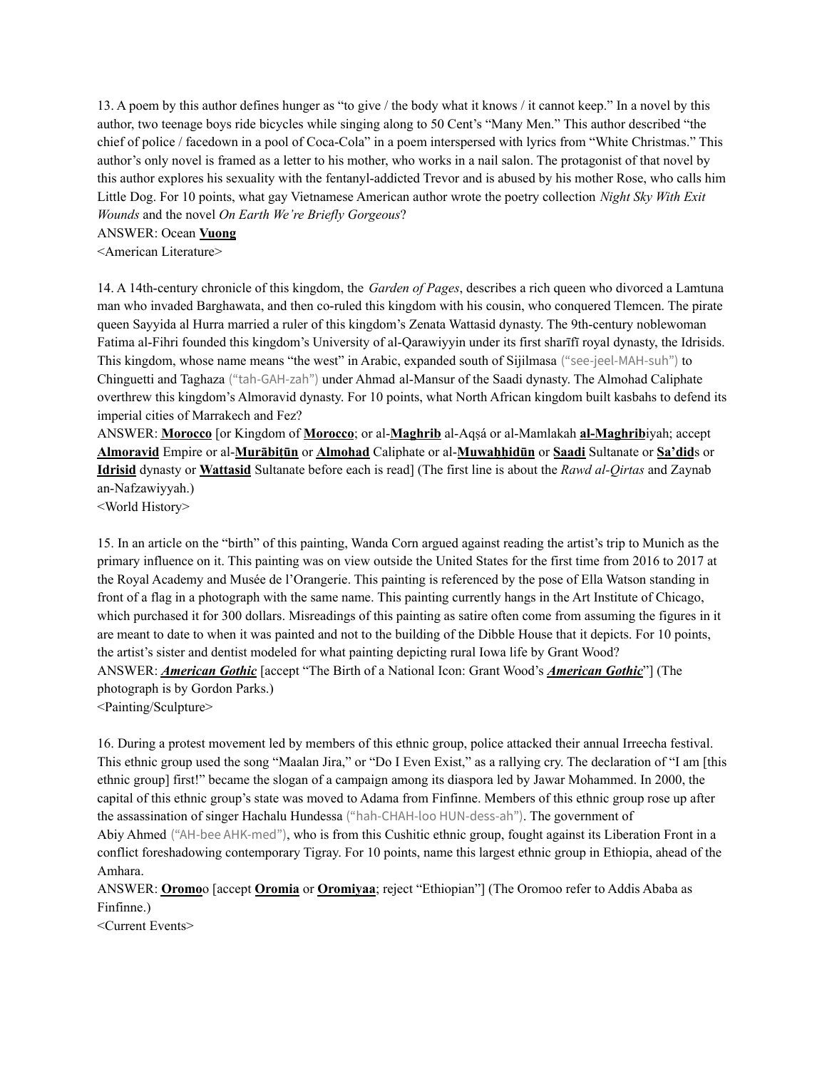13. A poem by this author defines hunger as "to give / the body what it knows / it cannot keep." In a novel by this author, two teenage boys ride bicycles while singing along to 50 Cent's "Many Men." This author described "the chief of police / facedown in a pool of Coca-Cola" in a poem interspersed with lyrics from "White Christmas." This author's only novel is framed as a letter to his mother, who works in a nail salon. The protagonist of that novel by this author explores his sexuality with the fentanyl-addicted Trevor and is abused by his mother Rose, who calls him Little Dog. For 10 points, what gay Vietnamese American author wrote the poetry collection *Night Sky With Exit Wounds* and the novel *On Earth We're Briefly Gorgeous*?

ANSWER: Ocean **Vuong**

<American Literature>

14. A 14th-century chronicle of this kingdom, the *Garden of Pages*, describes a rich queen who divorced a Lamtuna man who invaded Barghawata, and then co-ruled this kingdom with his cousin, who conquered Tlemcen. The pirate queen Sayyida al Hurra married a ruler of this kingdom's Zenata Wattasid dynasty. The 9th-century noblewoman Fatima al-Fihri founded this kingdom's University of al-Qarawiyyin under its first sharīfī royal dynasty, the Idrisids. This kingdom, whose name means "the west" in Arabic, expanded south of Sijilmasa ("see-jeel-MAH-suh") to Chinguetti and Taghaza ("tah-GAH-zah") under Ahmad al-Mansur of the Saadi dynasty. The Almohad Caliphate overthrew this kingdom's Almoravid dynasty. For 10 points, what North African kingdom built kasbahs to defend its imperial cities of Marrakech and Fez?

ANSWER: **Morocco** [or Kingdom of **Morocco**; or al-**Maghrib** al-Aqṣá or al-Mamlakah **al-Maghrib**iyah; accept **Almoravid** Empire or al-**Murābiṭūn** or **Almohad** Caliphate or al-**Muwaḥḥidūn** or **Saadi** Sultanate or **Sa'did**s or **Idrisid** dynasty or **Wattasid** Sultanate before each is read] (The first line is about the *Rawd al-Qirtas* and Zaynab an-Nafzawiyyah.)

<World History>

15. In an article on the "birth" of this painting, Wanda Corn argued against reading the artist's trip to Munich as the primary influence on it. This painting was on view outside the United States for the first time from 2016 to 2017 at the Royal Academy and Musée de l'Orangerie. This painting is referenced by the pose of Ella Watson standing in front of a flag in a photograph with the same name. This painting currently hangs in the Art Institute of Chicago, which purchased it for 300 dollars. Misreadings of this painting as satire often come from assuming the figures in it are meant to date to when it was painted and not to the building of the Dibble House that it depicts. For 10 points, the artist's sister and dentist modeled for what painting depicting rural Iowa life by Grant Wood?

ANSWER: ***American Gothic*** [accept "The Birth of a National Icon: Grant Wood's ***American Gothic***"] (The photograph is by Gordon Parks.)

<Painting/Sculpture>

16. During a protest movement led by members of this ethnic group, police attacked their annual Irreecha festival. This ethnic group used the song "Maalan Jira," or "Do I Even Exist," as a rallying cry. The declaration of "I am [this ethnic group] first!" became the slogan of a campaign among its diaspora led by Jawar Mohammed. In 2000, the capital of this ethnic group's state was moved to Adama from Finfinne. Members of this ethnic group rose up after the assassination of singer Hachalu Hundessa ("hah-CHAH-loo HUN-dess-ah"). The government of Abiy Ahmed ("AH-bee AHK-med"), who is from this Cushitic ethnic group, fought against its Liberation Front in a conflict foreshadowing contemporary Tigray. For 10 points, name this largest ethnic group in Ethiopia, ahead of the Amhara.

ANSWER: **Oromo**o [accept **Oromia** or **Oromiyaa**; reject "Ethiopian"] (The Oromoo refer to Addis Ababa as Finfinne.)

<Current Events>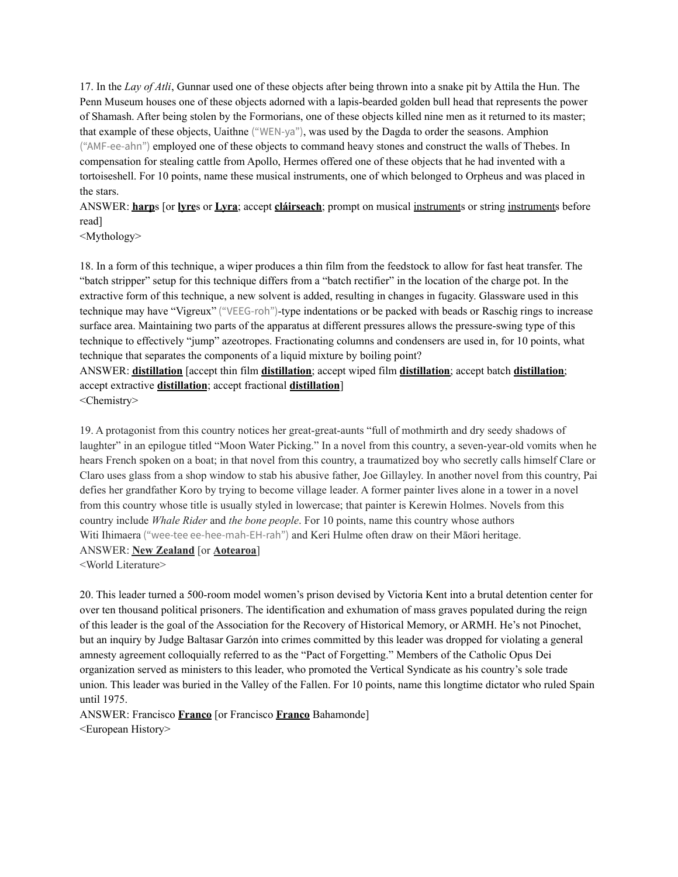17. In the *Lay of Atli*, Gunnar used one of these objects after being thrown into a snake pit by Attila the Hun. The Penn Museum houses one of these objects adorned with a lapis-bearded golden bull head that represents the power of Shamash. After being stolen by the Formorians, one of these objects killed nine men as it returned to its master; that example of these objects, Uaithne ("WEN-ya"), was used by the Dagda to order the seasons. Amphion ("AMF-ee-ahn") employed one of these objects to command heavy stones and construct the walls of Thebes. In compensation for stealing cattle from Apollo, Hermes offered one of these objects that he had invented with a tortoiseshell. For 10 points, name these musical instruments, one of which belonged to Orpheus and was placed in the stars.

ANSWER: **harp**s [or **lyre**s or **Lyra**; accept **cláirseach**; prompt on musical instruments or string instruments before read]

<Mythology>

18. In a form of this technique, a wiper produces a thin film from the feedstock to allow for fast heat transfer. The "batch stripper" setup for this technique differs from a "batch rectifier" in the location of the charge pot. In the extractive form of this technique, a new solvent is added, resulting in changes in fugacity. Glassware used in this technique may have "Vigreux" ("VEEG-roh")-type indentations or be packed with beads or Raschig rings to increase surface area. Maintaining two parts of the apparatus at different pressures allows the pressure-swing type of this technique to effectively "jump" azeotropes. Fractionating columns and condensers are used in, for 10 points, what technique that separates the components of a liquid mixture by boiling point?

ANSWER: **distillation** [accept thin film **distillation**; accept wiped film **distillation**; accept batch **distillation**; accept extractive **distillation**; accept fractional **distillation**]

<Chemistry>

19. A protagonist from this country notices her great-great-aunts "full of mothmirth and dry seedy shadows of laughter" in an epilogue titled "Moon Water Picking." In a novel from this country, a seven-year-old vomits when he hears French spoken on a boat; in that novel from this country, a traumatized boy who secretly calls himself Clare or Claro uses glass from a shop window to stab his abusive father, Joe Gillayley. In another novel from this country, Pai defies her grandfather Koro by trying to become village leader. A former painter lives alone in a tower in a novel from this country whose title is usually styled in lowercase; that painter is Kerewin Holmes. Novels from this country include *Whale Rider* and *the bone people*. For 10 points, name this country whose authors Witi Ihimaera ("wee-tee ee-hee-mah-EH-rah") and Keri Hulme often draw on their Māori heritage.

ANSWER: **New Zealand** [or **Aotearoa**]

<World Literature>

20. This leader turned a 500-room model women's prison devised by Victoria Kent into a brutal detention center for over ten thousand political prisoners. The identification and exhumation of mass graves populated during the reign of this leader is the goal of the Association for the Recovery of Historical Memory, or ARMH. He's not Pinochet, but an inquiry by Judge Baltasar Garzón into crimes committed by this leader was dropped for violating a general amnesty agreement colloquially referred to as the "Pact of Forgetting." Members of the Catholic Opus Dei organization served as ministers to this leader, who promoted the Vertical Syndicate as his country's sole trade union. This leader was buried in the Valley of the Fallen. For 10 points, name this longtime dictator who ruled Spain until 1975.

ANSWER: Francisco **Franco** [or Francisco **Franco** Bahamonde]

<European History>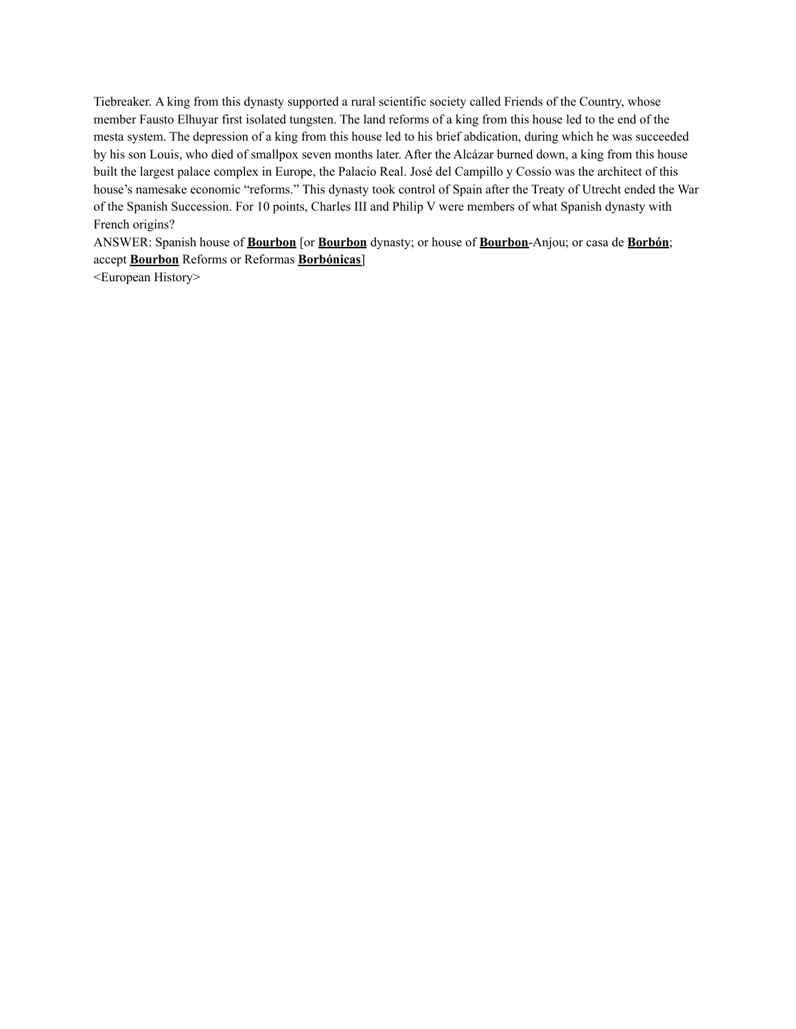Tiebreaker. A king from this dynasty supported a rural scientific society called Friends of the Country, whose member Fausto Elhuyar first isolated tungsten. The land reforms of a king from this house led to the end of the mesta system. The depression of a king from this house led to his brief abdication, during which he was succeeded by his son Louis, who died of smallpox seven months later. After the Alcázar burned down, a king from this house built the largest palace complex in Europe, the Palacio Real. José del Campillo y Cossío was the architect of this house's namesake economic "reforms." This dynasty took control of Spain after the Treaty of Utrecht ended the War of the Spanish Succession. For 10 points, Charles III and Philip V were members of what Spanish dynasty with French origins?

ANSWER: Spanish house of **<u>Bourbon</u>** [or **<u>Bourbon</u>** dynasty; or house of **<u>Bourbon</u>**-Anjou; or casa de **<u>Borbón</u>**; accept **<u>Bourbon</u>** Reforms or Reformas **<u>Borbónicas</u>**]

<European History>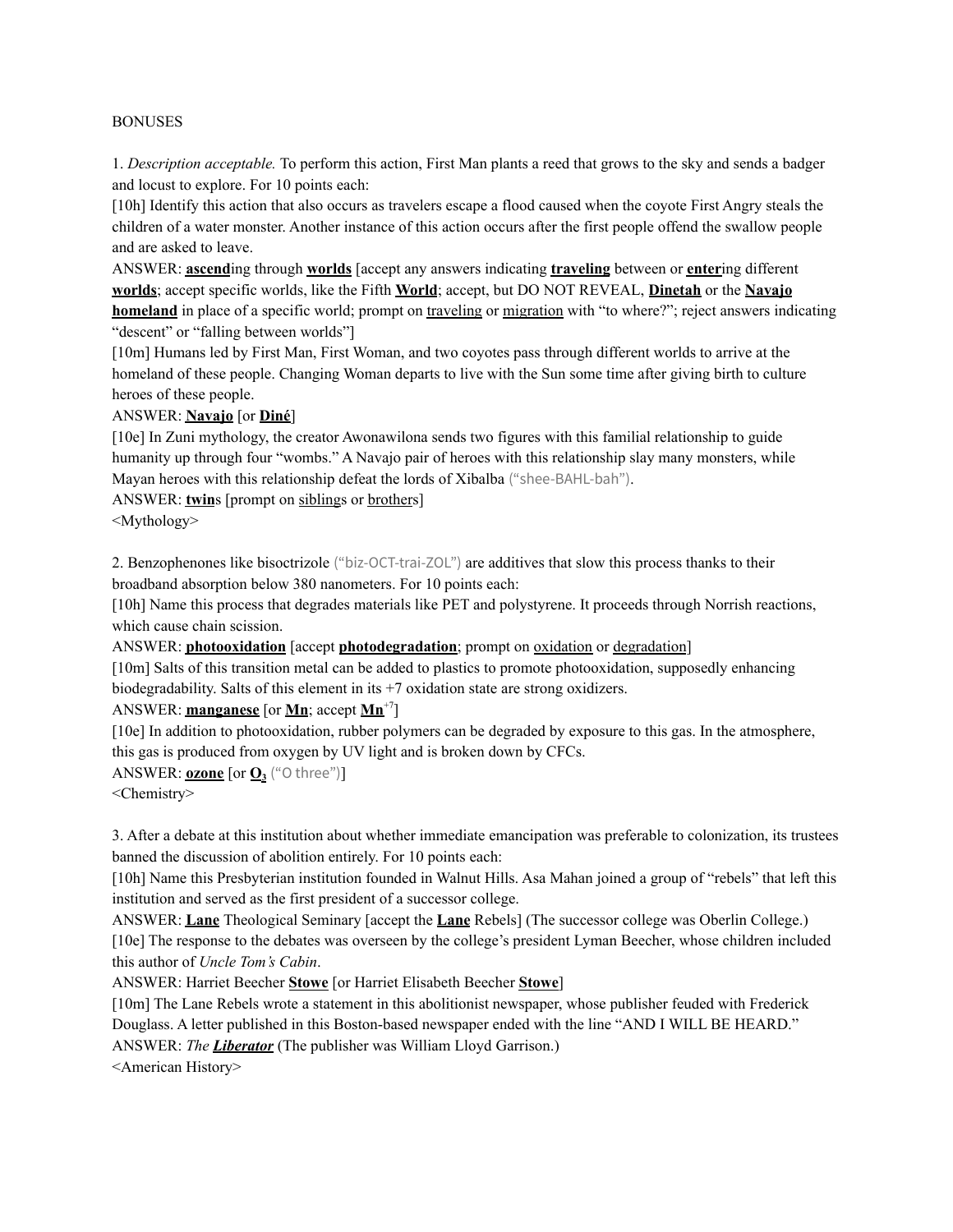BONUSES

1. *Description acceptable.* To perform this action, First Man plants a reed that grows to the sky and sends a badger and locust to explore. For 10 points each:

[10h] Identify this action that also occurs as travelers escape a flood caused when the coyote First Angry steals the children of a water monster. Another instance of this action occurs after the first people offend the swallow people and are asked to leave.

ANSWER: **ascend**ing through **worlds** [accept any answers indicating **traveling** between or **enter**ing different **worlds**; accept specific worlds, like the Fifth **World**; accept, but DO NOT REVEAL, **Dinetah** or the **Navajo homeland** in place of a specific world; prompt on traveling or migration with "to where?"; reject answers indicating "descent" or "falling between worlds"]

[10m] Humans led by First Man, First Woman, and two coyotes pass through different worlds to arrive at the homeland of these people. Changing Woman departs to live with the Sun some time after giving birth to culture heroes of these people.

ANSWER: **Navajo** [or **Diné**]

[10e] In Zuni mythology, the creator Awonawilona sends two figures with this familial relationship to guide humanity up through four "wombs." A Navajo pair of heroes with this relationship slay many monsters, while Mayan heroes with this relationship defeat the lords of Xibalba ("shee-BAHL-bah").

ANSWER: **twin**s [prompt on siblings or brothers]

<Mythology>

2. Benzophenones like bisoctrizole ("biz-OCT-trai-ZOL") are additives that slow this process thanks to their broadband absorption below 380 nanometers. For 10 points each:

[10h] Name this process that degrades materials like PET and polystyrene. It proceeds through Norrish reactions, which cause chain scission.

ANSWER: **photooxidation** [accept **photodegradation**; prompt on oxidation or degradation]

[10m] Salts of this transition metal can be added to plastics to promote photooxidation, supposedly enhancing biodegradability. Salts of this element in its +7 oxidation state are strong oxidizers.

ANSWER: **manganese** [or **Mn**; accept $\mathbf{Mn^{+7}}$]

[10e] In addition to photooxidation, rubber polymers can be degraded by exposure to this gas. In the atmosphere, this gas is produced from oxygen by UV light and is broken down by CFCs.

ANSWER: **ozone** [or $\mathbf{O_3}$ ("O three")]

<Chemistry>

3. After a debate at this institution about whether immediate emancipation was preferable to colonization, its trustees banned the discussion of abolition entirely. For 10 points each:

[10h] Name this Presbyterian institution founded in Walnut Hills. Asa Mahan joined a group of "rebels" that left this institution and served as the first president of a successor college.

ANSWER: **Lane** Theological Seminary [accept the **Lane** Rebels] (The successor college was Oberlin College.)

[10e] The response to the debates was overseen by the college's president Lyman Beecher, whose children included this author of *Uncle Tom's Cabin*.

ANSWER: Harriet Beecher **Stowe** [or Harriet Elisabeth Beecher **Stowe**]

[10m] The Lane Rebels wrote a statement in this abolitionist newspaper, whose publisher feuded with Frederick Douglass. A letter published in this Boston-based newspaper ended with the line "AND I WILL BE HEARD."

ANSWER: *The **Liberator*** (The publisher was William Lloyd Garrison.)

<American History>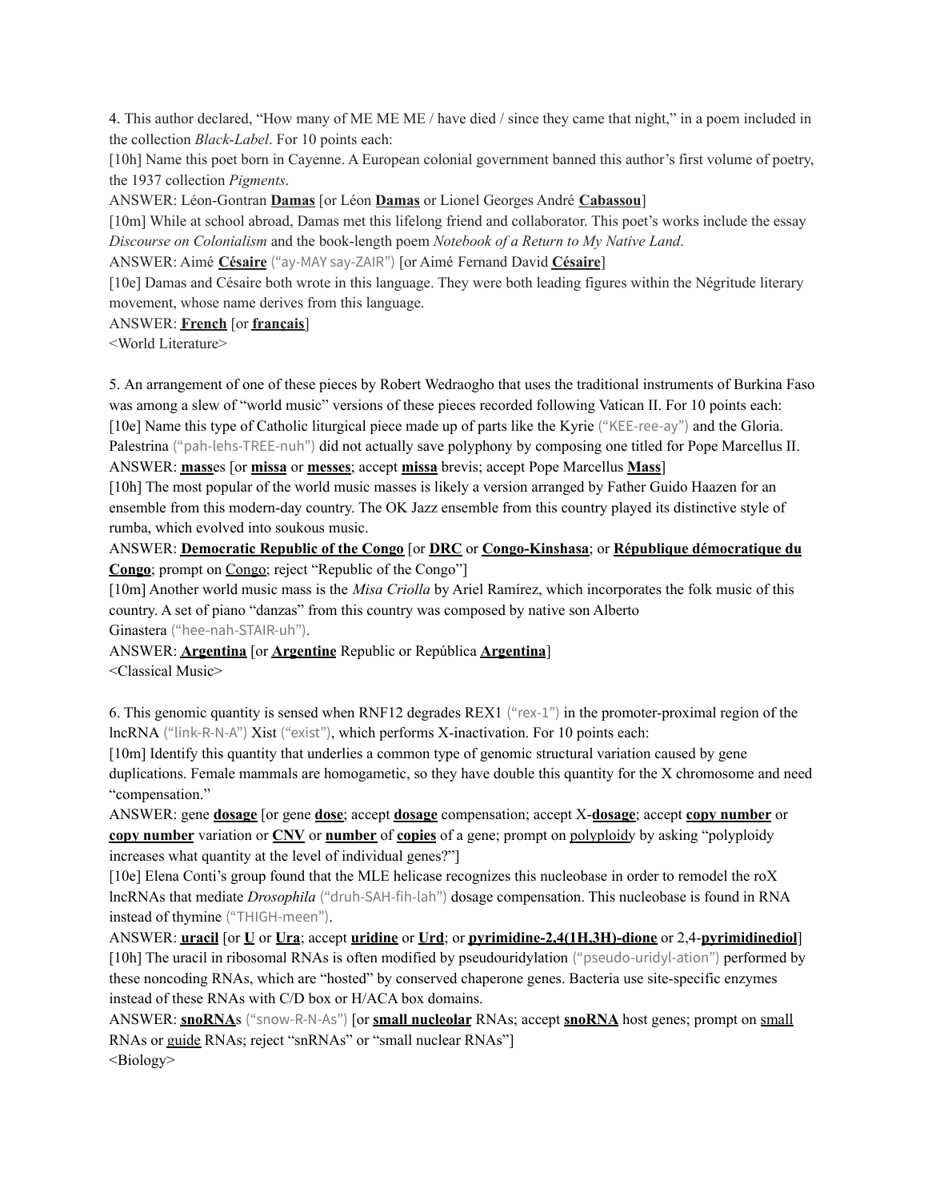4. This author declared, “How many of ME ME ME / have died / since they came that night,” in a poem included in the collection *Black-Label*. For 10 points each:

[10h] Name this poet born in Cayenne. A European colonial government banned this author’s first volume of poetry, the 1937 collection *Pigments*.

ANSWER: Léon-Gontran **Damas** [or Léon **Damas** or Lionel Georges André **Cabassou**]

[10m] While at school abroad, Damas met this lifelong friend and collaborator. This poet’s works include the essay *Discourse on Colonialism* and the book-length poem *Notebook of a Return to My Native Land*.

ANSWER: Aimé **Césaire** (“ay-MAY say-ZAIR”) [or Aimé Fernand David **Césaire**]

[10e] Damas and Césaire both wrote in this language. They were both leading figures within the Négritude literary movement, whose name derives from this language.

ANSWER: **French** [or **français**]

<World Literature>

5. An arrangement of one of these pieces by Robert Wedraogho that uses the traditional instruments of Burkina Faso was among a slew of “world music” versions of these pieces recorded following Vatican II. For 10 points each:

[10e] Name this type of Catholic liturgical piece made up of parts like the Kyrie (“KEE-ree-ay”) and the Gloria. Palestrina (“pah-lehs-TREE-nuh”) did not actually save polyphony by composing one titled for Pope Marcellus II.

ANSWER: **mass**es [or **missa** or **messes**; accept **missa** brevis; accept Pope Marcellus **Mass**]

[10h] The most popular of the world music masses is likely a version arranged by Father Guido Haazen for an ensemble from this modern-day country. The OK Jazz ensemble from this country played its distinctive style of rumba, which evolved into soukous music.

ANSWER: **Democratic Republic of the Congo** [or **DRC** or **Congo-Kinshasa**; or **République démocratique du Congo**; prompt on Congo; reject “Republic of the Congo”]

[10m] Another world music mass is the *Misa Criolla* by Ariel Ramírez, which incorporates the folk music of this country. A set of piano “danzas” from this country was composed by native son Alberto Ginastera (“hee-nah-STAIR-uh”).

ANSWER: **Argentina** [or **Argentine** Republic or República **Argentina**]

<Classical Music>

6. This genomic quantity is sensed when RNF12 degrades REX1 (“rex-1”) in the promoter-proximal region of the lncRNA (“link-R-N-A”) Xist (“exist”), which performs X-inactivation. For 10 points each:

[10m] Identify this quantity that underlies a common type of genomic structural variation caused by gene duplications. Female mammals are homogametic, so they have double this quantity for the X chromosome and need “compensation.”

ANSWER: gene **dosage** [or gene **dose**; accept **dosage** compensation; accept X-**dosage**; accept **copy number** or **copy number** variation or **CNV** or **number** of **copies** of a gene; prompt on polyploidy by asking “polyploidy increases what quantity at the level of individual genes?”]

[10e] Elena Conti’s group found that the MLE helicase recognizes this nucleobase in order to remodel the roX lncRNAs that mediate *Drosophila* (“druh-SAH-fih-lah”) dosage compensation. This nucleobase is found in RNA instead of thymine (“THIGH-meen”).

ANSWER: **uracil** [or **U** or **Ura**; accept **uridine** or **Urd**; or **pyrimidine-2,4(1H,3H)-dione** or 2,4-**pyrimidinediol**]

[10h] The uracil in ribosomal RNAs is often modified by pseudouridylation (“pseudo-uridyl-ation”) performed by these noncoding RNAs, which are “hosted” by conserved chaperone genes. Bacteria use site-specific enzymes instead of these RNAs with C/D box or H/ACA box domains.

ANSWER: **snoRNA**s (“snow-R-N-As”) [or **small nucleolar** RNAs; accept **snoRNA** host genes; prompt on small RNAs or guide RNAs; reject “snRNAs” or “small nuclear RNAs”]

<Biology>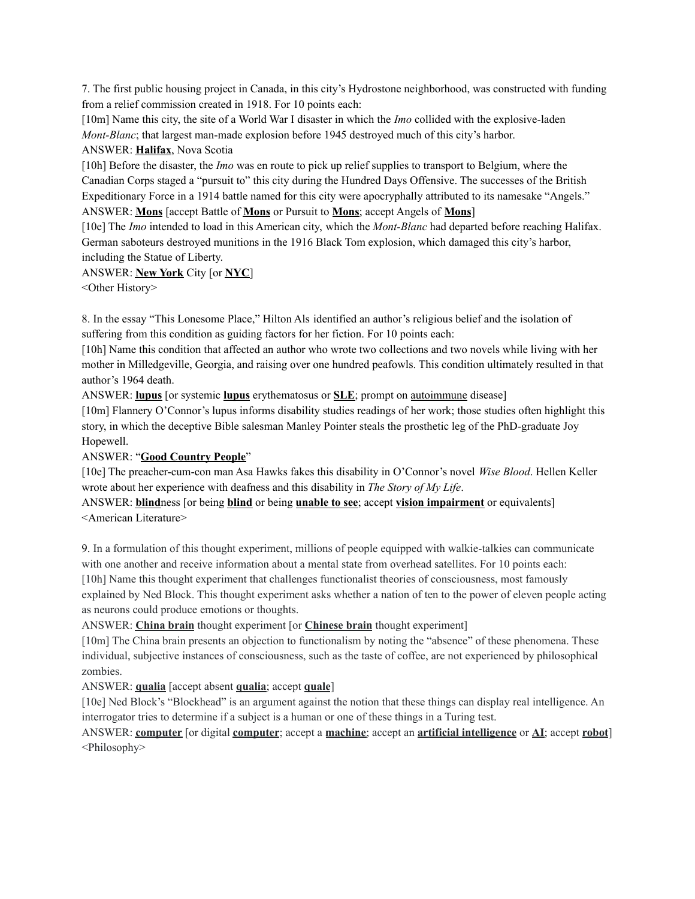7. The first public housing project in Canada, in this city's Hydrostone neighborhood, was constructed with funding from a relief commission created in 1918. For 10 points each:

[10m] Name this city, the site of a World War I disaster in which the *Imo* collided with the explosive-laden *Mont-Blanc*; that largest man-made explosion before 1945 destroyed much of this city's harbor.

ANSWER: **<u>Halifax</u>**, Nova Scotia

[10h] Before the disaster, the *Imo* was en route to pick up relief supplies to transport to Belgium, where the Canadian Corps staged a "pursuit to" this city during the Hundred Days Offensive. The successes of the British Expeditionary Force in a 1914 battle named for this city were apocryphally attributed to its namesake "Angels."

ANSWER: **<u>Mons</u>** [accept Battle of **<u>Mons</u>** or Pursuit to **<u>Mons</u>**; accept Angels of **<u>Mons</u>**]

[10e] The *Imo* intended to load in this American city, which the *Mont-Blanc* had departed before reaching Halifax. German saboteurs destroyed munitions in the 1916 Black Tom explosion, which damaged this city's harbor, including the Statue of Liberty.

ANSWER: **<u>New York</u>** City [or **<u>NYC</u>**]

<Other History>

8. In the essay "This Lonesome Place," Hilton Als identified an author's religious belief and the isolation of suffering from this condition as guiding factors for her fiction. For 10 points each:

[10h] Name this condition that affected an author who wrote two collections and two novels while living with her mother in Milledgeville, Georgia, and raising over one hundred peafowls. This condition ultimately resulted in that author's 1964 death.

ANSWER: **<u>lupus</u>** [or systemic **<u>lupus</u>** erythematosus or **<u>SLE</u>**; prompt on <u>autoimmune</u> disease]

[10m] Flannery O'Connor's lupus informs disability studies readings of her work; those studies often highlight this story, in which the deceptive Bible salesman Manley Pointer steals the prosthetic leg of the PhD-graduate Joy Hopewell.

ANSWER: "**<u>Good Country People</u>**"

[10e] The preacher-cum-con man Asa Hawks fakes this disability in O'Connor's novel *Wise Blood*. Hellen Keller wrote about her experience with deafness and this disability in *The Story of My Life*.

ANSWER: **<u>blind</u>**ness [or being **<u>blind</u>** or being **<u>unable to see</u>**; accept **<u>vision impairment</u>** or equivalents]

<American Literature>

9. In a formulation of this thought experiment, millions of people equipped with walkie-talkies can communicate with one another and receive information about a mental state from overhead satellites. For 10 points each:

[10h] Name this thought experiment that challenges functionalist theories of consciousness, most famously explained by Ned Block. This thought experiment asks whether a nation of ten to the power of eleven people acting as neurons could produce emotions or thoughts.

ANSWER: **<u>China brain</u>** thought experiment [or **<u>Chinese brain</u>** thought experiment]

[10m] The China brain presents an objection to functionalism by noting the "absence" of these phenomena. These individual, subjective instances of consciousness, such as the taste of coffee, are not experienced by philosophical zombies.

ANSWER: **<u>qualia</u>** [accept absent **<u>qualia</u>**; accept **<u>quale</u>**]

[10e] Ned Block's "Blockhead" is an argument against the notion that these things can display real intelligence. An interrogator tries to determine if a subject is a human or one of these things in a Turing test.

ANSWER: **<u>computer</u>** [or digital **<u>computer</u>**; accept a **<u>machine</u>**; accept an **<u>artificial intelligence</u>** or **<u>AI</u>**; accept **<u>robot</u>**]

<Philosophy>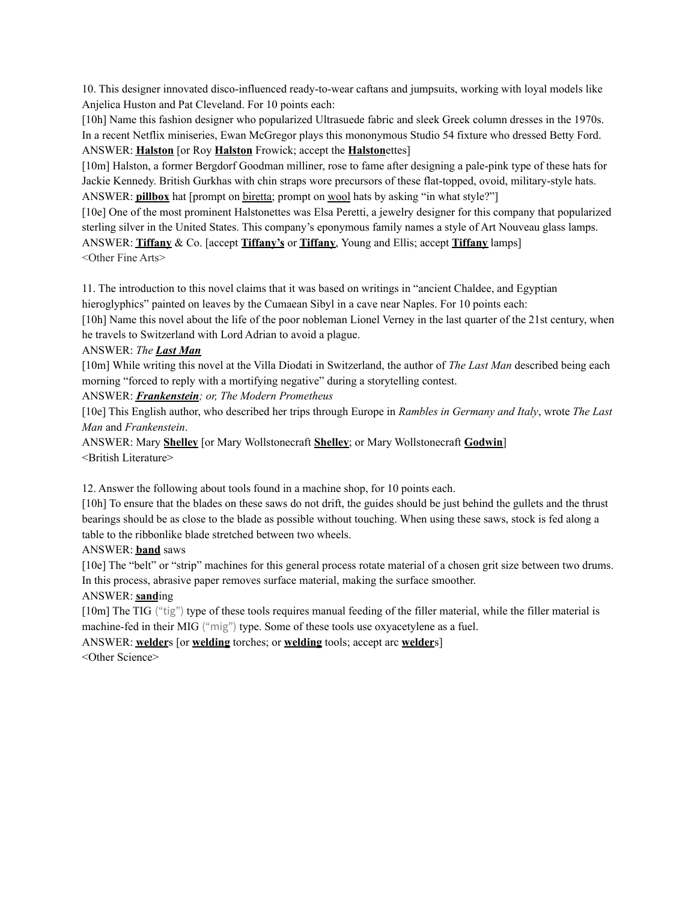10. This designer innovated disco-influenced ready-to-wear caftans and jumpsuits, working with loyal models like Anjelica Huston and Pat Cleveland. For 10 points each:

[10h] Name this fashion designer who popularized Ultrasuede fabric and sleek Greek column dresses in the 1970s. In a recent Netflix miniseries, Ewan McGregor plays this mononymous Studio 54 fixture who dressed Betty Ford.

ANSWER: **<u>Halston</u>** [or Roy **<u>Halston</u>** Frowick; accept the **<u>Halston</u>**ettes]

[10m] Halston, a former Bergdorf Goodman milliner, rose to fame after designing a pale-pink type of these hats for Jackie Kennedy. British Gurkhas with chin straps wore precursors of these flat-topped, ovoid, military-style hats.

ANSWER: **<u>pillbox</u>** hat [prompt on <u>biretta</u>; prompt on <u>wool</u> hats by asking "in what style?"]

[10e] One of the most prominent Halstonettes was Elsa Peretti, a jewelry designer for this company that popularized sterling silver in the United States. This company's eponymous family names a style of Art Nouveau glass lamps.

ANSWER: **<u>Tiffany</u>** & Co. [accept **<u>Tiffany's</u>** or **<u>Tiffany</u>**, Young and Ellis; accept **<u>Tiffany</u>** lamps]

<Other Fine Arts>

11. The introduction to this novel claims that it was based on writings in "ancient Chaldee, and Egyptian hieroglyphics" painted on leaves by the Cumaean Sibyl in a cave near Naples. For 10 points each:

[10h] Name this novel about the life of the poor nobleman Lionel Verney in the last quarter of the 21st century, when he travels to Switzerland with Lord Adrian to avoid a plague.

ANSWER: *The **<u>Last Man</u>***

[10m] While writing this novel at the Villa Diodati in Switzerland, the author of *The Last Man* described being each morning "forced to reply with a mortifying negative" during a storytelling contest.

ANSWER: ***<u>Frankenstein</u>**; or, The Modern Prometheus*

[10e] This English author, who described her trips through Europe in *Rambles in Germany and Italy*, wrote *The Last Man* and *Frankenstein*.

ANSWER: Mary **<u>Shelley</u>** [or Mary Wollstonecraft **<u>Shelley</u>**; or Mary Wollstonecraft **<u>Godwin</u>**]

<British Literature>

12. Answer the following about tools found in a machine shop, for 10 points each.

[10h] To ensure that the blades on these saws do not drift, the guides should be just behind the gullets and the thrust bearings should be as close to the blade as possible without touching. When using these saws, stock is fed along a table to the ribbonlike blade stretched between two wheels.

ANSWER: **<u>band</u>** saws

[10e] The "belt" or "strip" machines for this general process rotate material of a chosen grit size between two drums. In this process, abrasive paper removes surface material, making the surface smoother.

ANSWER: **<u>sand</u>**ing

[10m] The TIG ("tig") type of these tools requires manual feeding of the filler material, while the filler material is machine-fed in their MIG ("mig") type. Some of these tools use oxyacetylene as a fuel.

ANSWER: **<u>welder</u>**s [or **<u>welding</u>** torches; or **<u>welding</u>** tools; accept arc **<u>welder</u>**s]

<Other Science>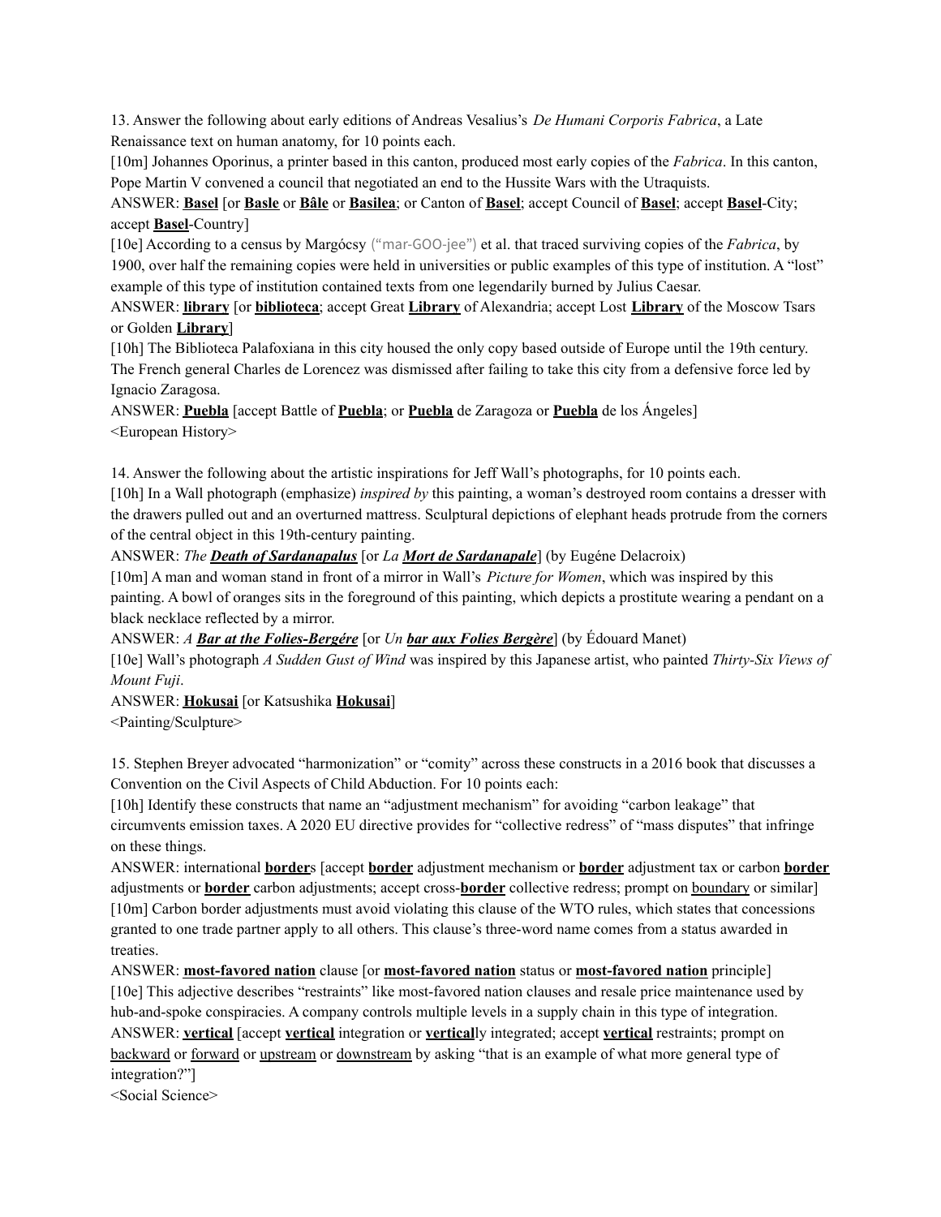13. Answer the following about early editions of Andreas Vesalius's *De Humani Corporis Fabrica*, a Late Renaissance text on human anatomy, for 10 points each.

[10m] Johannes Oporinus, a printer based in this canton, produced most early copies of the *Fabrica*. In this canton, Pope Martin V convened a council that negotiated an end to the Hussite Wars with the Utraquists.

ANSWER: **Basel** [or **Basle** or **Bâle** or **Basilea**; or Canton of **Basel**; accept Council of **Basel**; accept **Basel**-City; accept **Basel**-Country]

[10e] According to a census by Margócsy ("mar-GOO-jee") et al. that traced surviving copies of the *Fabrica*, by 1900, over half the remaining copies were held in universities or public examples of this type of institution. A "lost" example of this type of institution contained texts from one legendarily burned by Julius Caesar.

ANSWER: **library** [or **biblioteca**; accept Great **Library** of Alexandria; accept Lost **Library** of the Moscow Tsars or Golden **Library**]

[10h] The Biblioteca Palafoxiana in this city housed the only copy based outside of Europe until the 19th century. The French general Charles de Lorencez was dismissed after failing to take this city from a defensive force led by Ignacio Zaragosa.

ANSWER: **Puebla** [accept Battle of **Puebla**; or **Puebla** de Zaragoza or **Puebla** de los Ángeles]

<European History>

14. Answer the following about the artistic inspirations for Jeff Wall's photographs, for 10 points each.

[10h] In a Wall photograph (emphasize) *inspired by* this painting, a woman's destroyed room contains a dresser with the drawers pulled out and an overturned mattress. Sculptural depictions of elephant heads protrude from the corners of the central object in this 19th-century painting.

ANSWER: *The* ***Death of Sardanapalus*** [or *La* ***Mort de Sardanapale***] (by Eugéne Delacroix)

[10m] A man and woman stand in front of a mirror in Wall's *Picture for Women*, which was inspired by this painting. A bowl of oranges sits in the foreground of this painting, which depicts a prostitute wearing a pendant on a black necklace reflected by a mirror.

ANSWER: *A* ***Bar at the Folies-Bergére*** [or *Un* ***bar aux Folies Bergère***] (by Édouard Manet)

[10e] Wall's photograph *A Sudden Gust of Wind* was inspired by this Japanese artist, who painted *Thirty-Six Views of Mount Fuji*.

ANSWER: **Hokusai** [or Katsushika **Hokusai**]

<Painting/Sculpture>

15. Stephen Breyer advocated "harmonization" or "comity" across these constructs in a 2016 book that discusses a Convention on the Civil Aspects of Child Abduction. For 10 points each:

[10h] Identify these constructs that name an "adjustment mechanism" for avoiding "carbon leakage" that circumvents emission taxes. A 2020 EU directive provides for "collective redress" of "mass disputes" that infringe on these things.

ANSWER: international **border**s [accept **border** adjustment mechanism or **border** adjustment tax or carbon **border** adjustments or **border** carbon adjustments; accept cross-**border** collective redress; prompt on boundary or similar]

[10m] Carbon border adjustments must avoid violating this clause of the WTO rules, which states that concessions granted to one trade partner apply to all others. This clause's three-word name comes from a status awarded in treaties.

ANSWER: **most-favored nation** clause [or **most-favored nation** status or **most-favored nation** principle]

[10e] This adjective describes "restraints" like most-favored nation clauses and resale price maintenance used by hub-and-spoke conspiracies. A company controls multiple levels in a supply chain in this type of integration.

ANSWER: **vertical** [accept **vertical** integration or **vertical**ly integrated; accept **vertical** restraints; prompt on backward or forward or upstream or downstream by asking "that is an example of what more general type of integration?"]

<Social Science>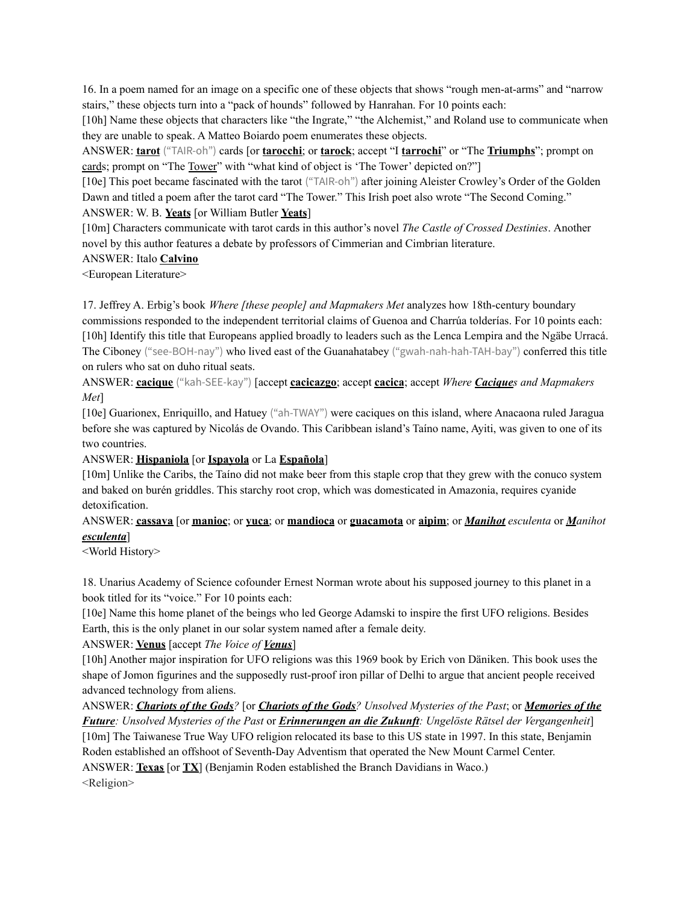16. In a poem named for an image on a specific one of these objects that shows "rough men-at-arms" and "narrow stairs," these objects turn into a "pack of hounds" followed by Hanrahan. For 10 points each:

[10h] Name these objects that characters like "the Ingrate," "the Alchemist," and Roland use to communicate when they are unable to speak. A Matteo Boiardo poem enumerates these objects.

ANSWER: **tarot** ("TAIR-oh") cards [or **tarocchi**; or **tarock**; accept "I **tarrochi**" or "The **Triumphs**"; prompt on cards; prompt on "The Tower" with "what kind of object is 'The Tower' depicted on?"]

[10e] This poet became fascinated with the tarot ("TAIR-oh") after joining Aleister Crowley's Order of the Golden Dawn and titled a poem after the tarot card "The Tower." This Irish poet also wrote "The Second Coming."

ANSWER: W. B. **Yeats** [or William Butler **Yeats**]

[10m] Characters communicate with tarot cards in this author's novel *The Castle of Crossed Destinies*. Another novel by this author features a debate by professors of Cimmerian and Cimbrian literature.

ANSWER: Italo **Calvino**

<European Literature>

17. Jeffrey A. Erbig's book *Where [these people] and Mapmakers Met* analyzes how 18th-century boundary commissions responded to the independent territorial claims of Guenoa and Charrúa tolderías. For 10 points each:

[10h] Identify this title that Europeans applied broadly to leaders such as the Lenca Lempira and the Ngäbe Urracá. The Ciboney ("see-BOH-nay") who lived east of the Guanahatabey ("gwah-nah-hah-TAH-bay") conferred this title on rulers who sat on duho ritual seats.

ANSWER: **cacique** ("kah-SEE-kay") [accept **cacicazgo**; accept **cacica**; accept *Where **Cacique**s and Mapmakers Met*]

[10e] Guarionex, Enriquillo, and Hatuey ("ah-TWAY") were caciques on this island, where Anacaona ruled Jaragua before she was captured by Nicolás de Ovando. This Caribbean island's Taíno name, Ayiti, was given to one of its two countries.

ANSWER: **Hispaniola** [or **Ispayola** or La **Española**]

[10m] Unlike the Caribs, the Taíno did not make beer from this staple crop that they grew with the conuco system and baked on burén griddles. This starchy root crop, which was domesticated in Amazonia, requires cyanide detoxification.

ANSWER: **cassava** [or **manioc**; or **yuca**; or **mandioca** or **guacamota** or **aipim**; or ***Manihot*** *esculenta* or ***M****anihot* ***esculenta***]

<World History>

18. Unarius Academy of Science cofounder Ernest Norman wrote about his supposed journey to this planet in a book titled for its "voice." For 10 points each:

[10e] Name this home planet of the beings who led George Adamski to inspire the first UFO religions. Besides Earth, this is the only planet in our solar system named after a female deity.

ANSWER: **Venus** [accept *The Voice of **Venus***]

[10h] Another major inspiration for UFO religions was this 1969 book by Erich von Däniken. This book uses the shape of Jomon figurines and the supposedly rust-proof iron pillar of Delhi to argue that ancient people received advanced technology from aliens.

ANSWER: ***Chariots of the Gods****?* [or ***Chariots of the Gods****? Unsolved Mysteries of the Past*; or ***Memories of the Future****: Unsolved Mysteries of the Past* or ***Erinnerungen an die Zukunft****: Ungelöste Rätsel der Vergangenheit*]

[10m] The Taiwanese True Way UFO religion relocated its base to this US state in 1997. In this state, Benjamin Roden established an offshoot of Seventh-Day Adventism that operated the New Mount Carmel Center.

ANSWER: **Texas** [or **TX**] (Benjamin Roden established the Branch Davidians in Waco.)

<Religion>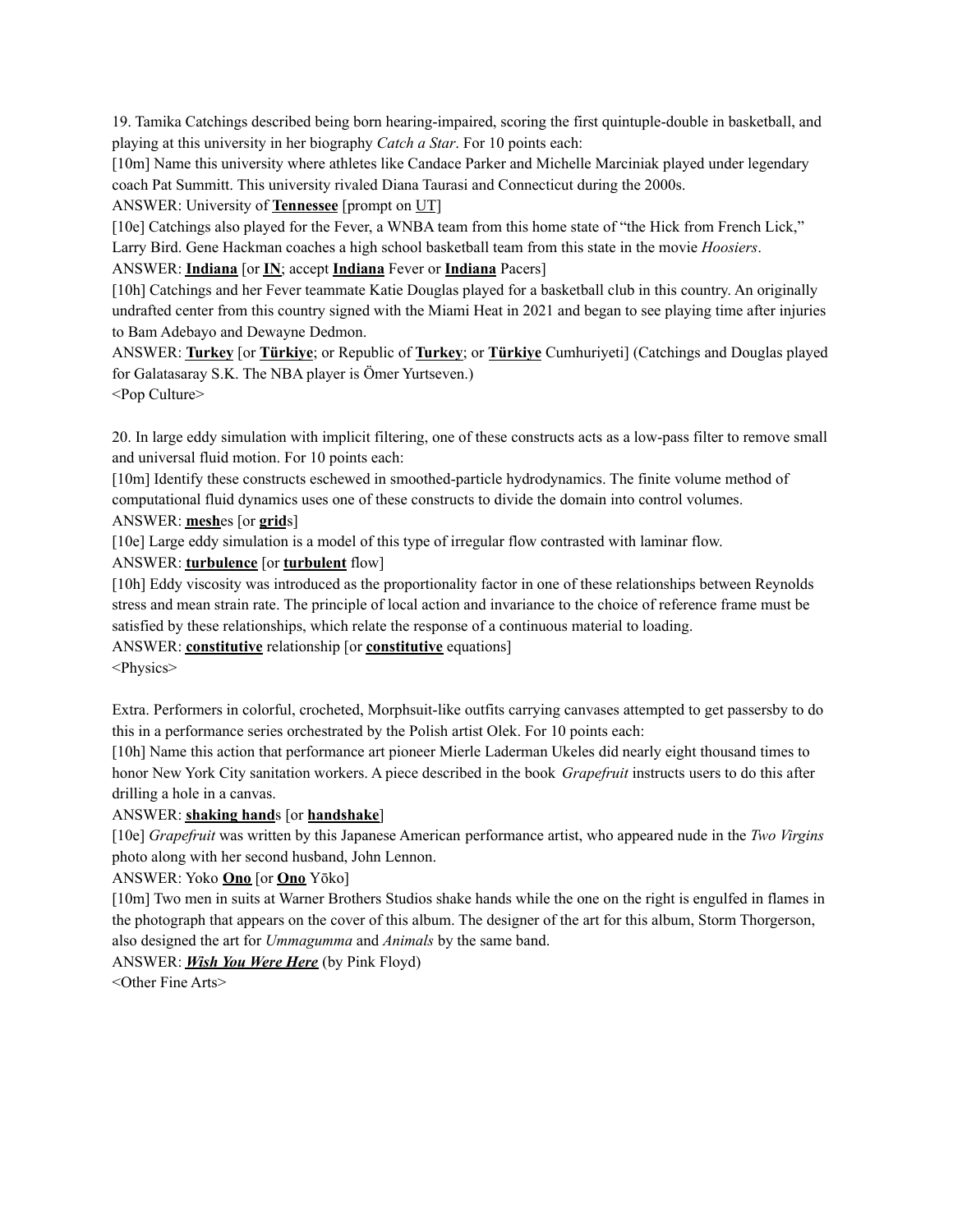19. Tamika Catchings described being born hearing-impaired, scoring the first quintuple-double in basketball, and playing at this university in her biography *Catch a Star*. For 10 points each:

[10m] Name this university where athletes like Candace Parker and Michelle Marciniak played under legendary coach Pat Summitt. This university rivaled Diana Taurasi and Connecticut during the 2000s.

ANSWER: University of **Tennessee** [prompt on UT]

[10e] Catchings also played for the Fever, a WNBA team from this home state of "the Hick from French Lick," Larry Bird. Gene Hackman coaches a high school basketball team from this state in the movie *Hoosiers*.

ANSWER: **Indiana** [or **IN**; accept **Indiana** Fever or **Indiana** Pacers]

[10h] Catchings and her Fever teammate Katie Douglas played for a basketball club in this country. An originally undrafted center from this country signed with the Miami Heat in 2021 and began to see playing time after injuries to Bam Adebayo and Dewayne Dedmon.

ANSWER: **Turkey** [or **Türkiye**; or Republic of **Turkey**; or **Türkiye** Cumhuriyeti] (Catchings and Douglas played for Galatasaray S.K. The NBA player is Ömer Yurtseven.)

<Pop Culture>

20. In large eddy simulation with implicit filtering, one of these constructs acts as a low-pass filter to remove small and universal fluid motion. For 10 points each:

[10m] Identify these constructs eschewed in smoothed-particle hydrodynamics. The finite volume method of computational fluid dynamics uses one of these constructs to divide the domain into control volumes.

ANSWER: **mesh**es [or **grid**s]

[10e] Large eddy simulation is a model of this type of irregular flow contrasted with laminar flow.

ANSWER: **turbulence** [or **turbulent** flow]

[10h] Eddy viscosity was introduced as the proportionality factor in one of these relationships between Reynolds stress and mean strain rate. The principle of local action and invariance to the choice of reference frame must be satisfied by these relationships, which relate the response of a continuous material to loading.

ANSWER: **constitutive** relationship [or **constitutive** equations]

<Physics>

Extra. Performers in colorful, crocheted, Morphsuit-like outfits carrying canvases attempted to get passersby to do this in a performance series orchestrated by the Polish artist Olek. For 10 points each:

[10h] Name this action that performance art pioneer Mierle Laderman Ukeles did nearly eight thousand times to honor New York City sanitation workers. A piece described in the book *Grapefruit* instructs users to do this after drilling a hole in a canvas.

ANSWER: **shaking hand**s [or **handshake**]

[10e] *Grapefruit* was written by this Japanese American performance artist, who appeared nude in the *Two Virgins* photo along with her second husband, John Lennon.

ANSWER: Yoko **Ono** [or **Ono** Yōko]

[10m] Two men in suits at Warner Brothers Studios shake hands while the one on the right is engulfed in flames in the photograph that appears on the cover of this album. The designer of the art for this album, Storm Thorgerson, also designed the art for *Ummagumma* and *Animals* by the same band.

ANSWER: ***Wish You Were Here*** (by Pink Floyd)

<Other Fine Arts>